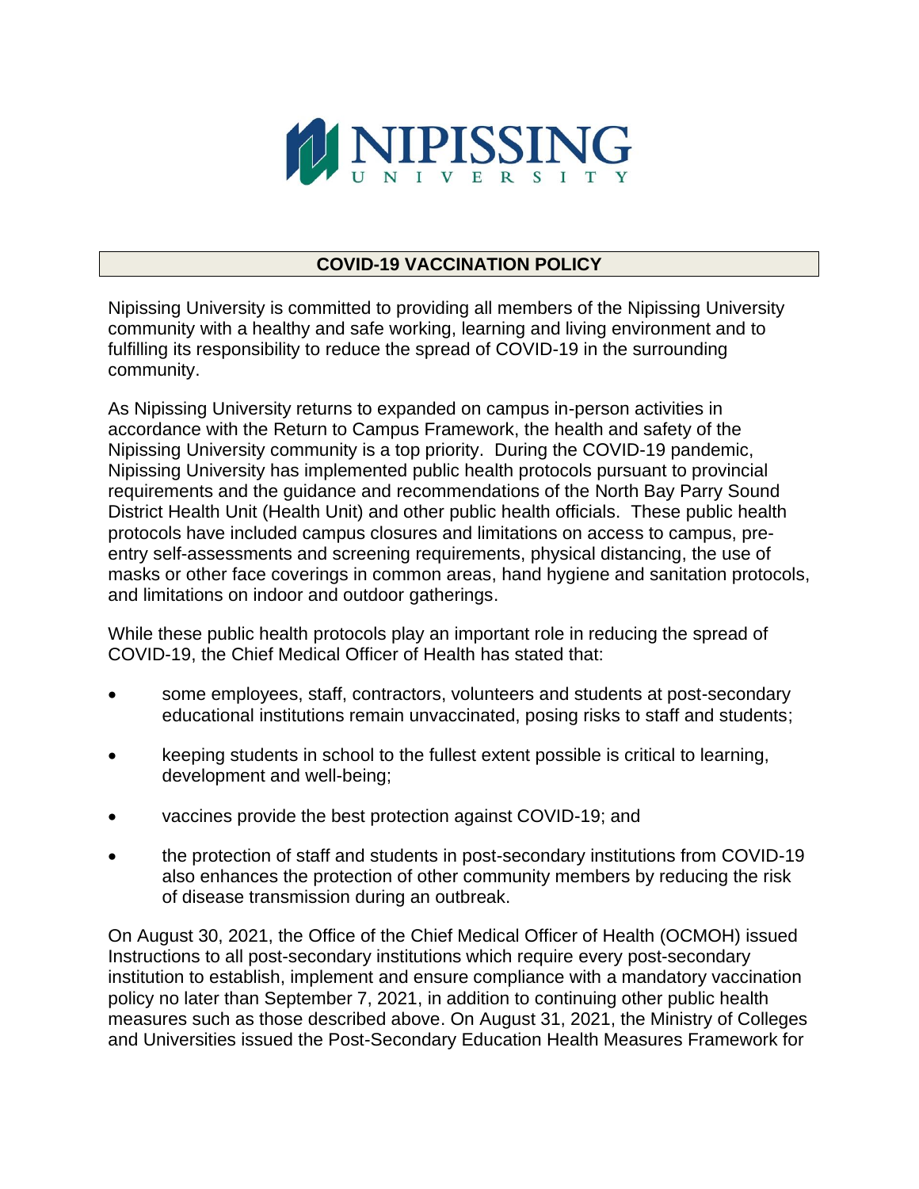# NIPISSING UNIVERSITY

## COVID-19 VACCINATION POLICY

Nipissing University is committed to providing all members of the Nipissing University community with a healthy and safe working, learning and living environment and to fulfilling its responsibility to reduce the spread of COVID-19 in the surrounding community.

As Nipissing University returns to expanded on campus in-person activities in accordance with the Return to Campus Framework, the health and safety of the Nipissing University community is a top priority. During the COVID-19 pandemic, Nipissing University has implemented public health protocols pursuant to provincial requirements and the guidance and recommendations of the North Bay Parry Sound District Health Unit (Health Unit) and other public health officials. These public health protocols have included campus closures and limitations on access to campus, pre-entry self-assessments and screening requirements, physical distancing, the use of masks or other face coverings in common areas, hand hygiene and sanitation protocols, and limitations on indoor and outdoor gatherings.

While these public health protocols play an important role in reducing the spread of COVID-19, the Chief Medical Officer of Health has stated that:

- some employees, staff, contractors, volunteers and students at post-secondary educational institutions remain unvaccinated, posing risks to staff and students;
- keeping students in school to the fullest extent possible is critical to learning, development and well-being;
- vaccines provide the best protection against COVID-19; and
- the protection of staff and students in post-secondary institutions from COVID-19 also enhances the protection of other community members by reducing the risk of disease transmission during an outbreak.

On August 30, 2021, the Office of the Chief Medical Officer of Health (OCMOH) issued Instructions to all post-secondary institutions which require every post-secondary institution to establish, implement and ensure compliance with a mandatory vaccination policy no later than September 7, 2021, in addition to continuing other public health measures such as those described above. On August 31, 2021, the Ministry of Colleges and Universities issued the Post-Secondary Education Health Measures Framework for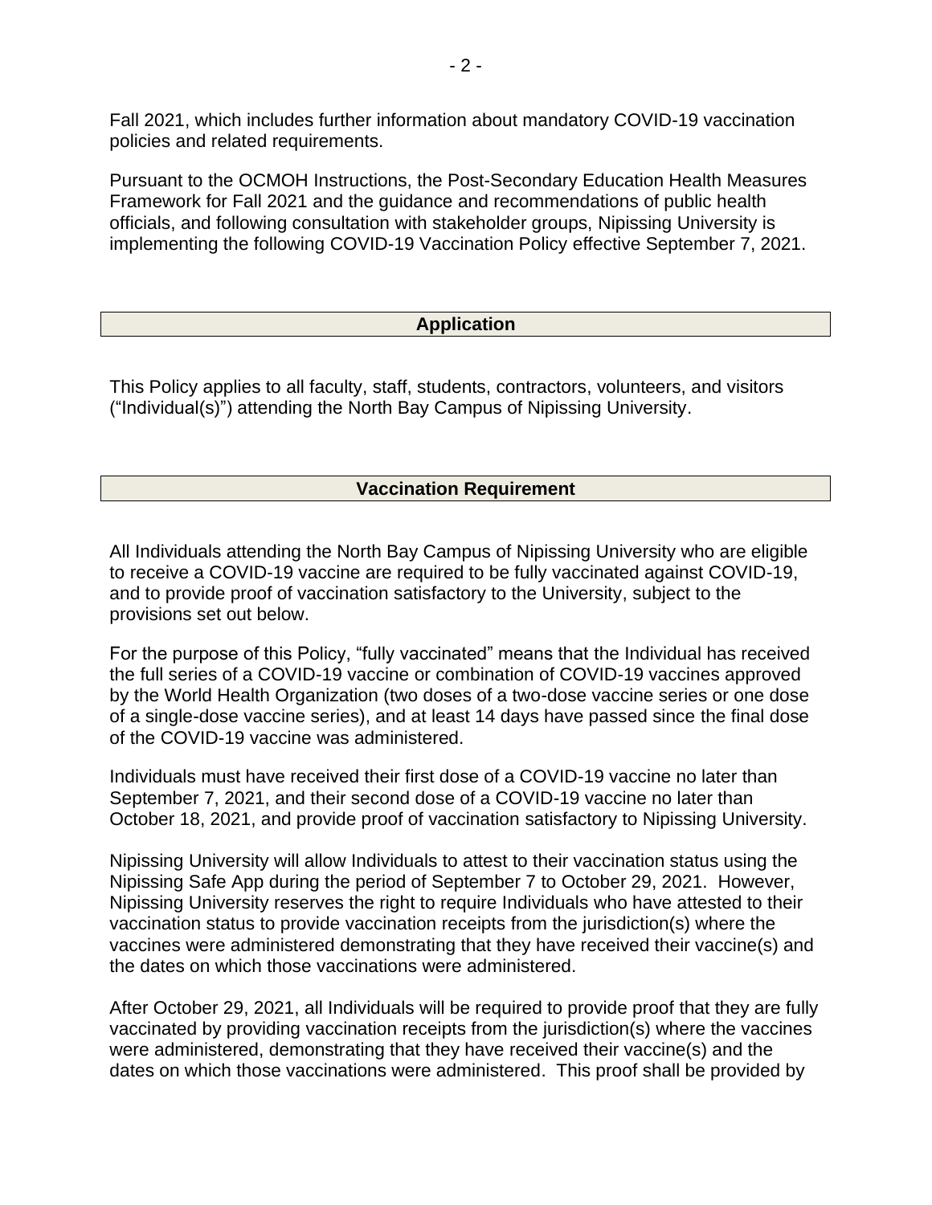Fall 2021, which includes further information about mandatory COVID-19 vaccination policies and related requirements.

Pursuant to the OCMOH Instructions, the Post-Secondary Education Health Measures Framework for Fall 2021 and the guidance and recommendations of public health officials, and following consultation with stakeholder groups, Nipissing University is implementing the following COVID-19 Vaccination Policy effective September 7, 2021.

## Application

This Policy applies to all faculty, staff, students, contractors, volunteers, and visitors ("Individual(s)") attending the North Bay Campus of Nipissing University.

## Vaccination Requirement

All Individuals attending the North Bay Campus of Nipissing University who are eligible to receive a COVID-19 vaccine are required to be fully vaccinated against COVID-19, and to provide proof of vaccination satisfactory to the University, subject to the provisions set out below.

For the purpose of this Policy, "fully vaccinated" means that the Individual has received the full series of a COVID-19 vaccine or combination of COVID-19 vaccines approved by the World Health Organization (two doses of a two-dose vaccine series or one dose of a single-dose vaccine series), and at least 14 days have passed since the final dose of the COVID-19 vaccine was administered.

Individuals must have received their first dose of a COVID-19 vaccine no later than September 7, 2021, and their second dose of a COVID-19 vaccine no later than October 18, 2021, and provide proof of vaccination satisfactory to Nipissing University.

Nipissing University will allow Individuals to attest to their vaccination status using the Nipissing Safe App during the period of September 7 to October 29, 2021. However, Nipissing University reserves the right to require Individuals who have attested to their vaccination status to provide vaccination receipts from the jurisdiction(s) where the vaccines were administered demonstrating that they have received their vaccine(s) and the dates on which those vaccinations were administered.

After October 29, 2021, all Individuals will be required to provide proof that they are fully vaccinated by providing vaccination receipts from the jurisdiction(s) where the vaccines were administered, demonstrating that they have received their vaccine(s) and the dates on which those vaccinations were administered. This proof shall be provided by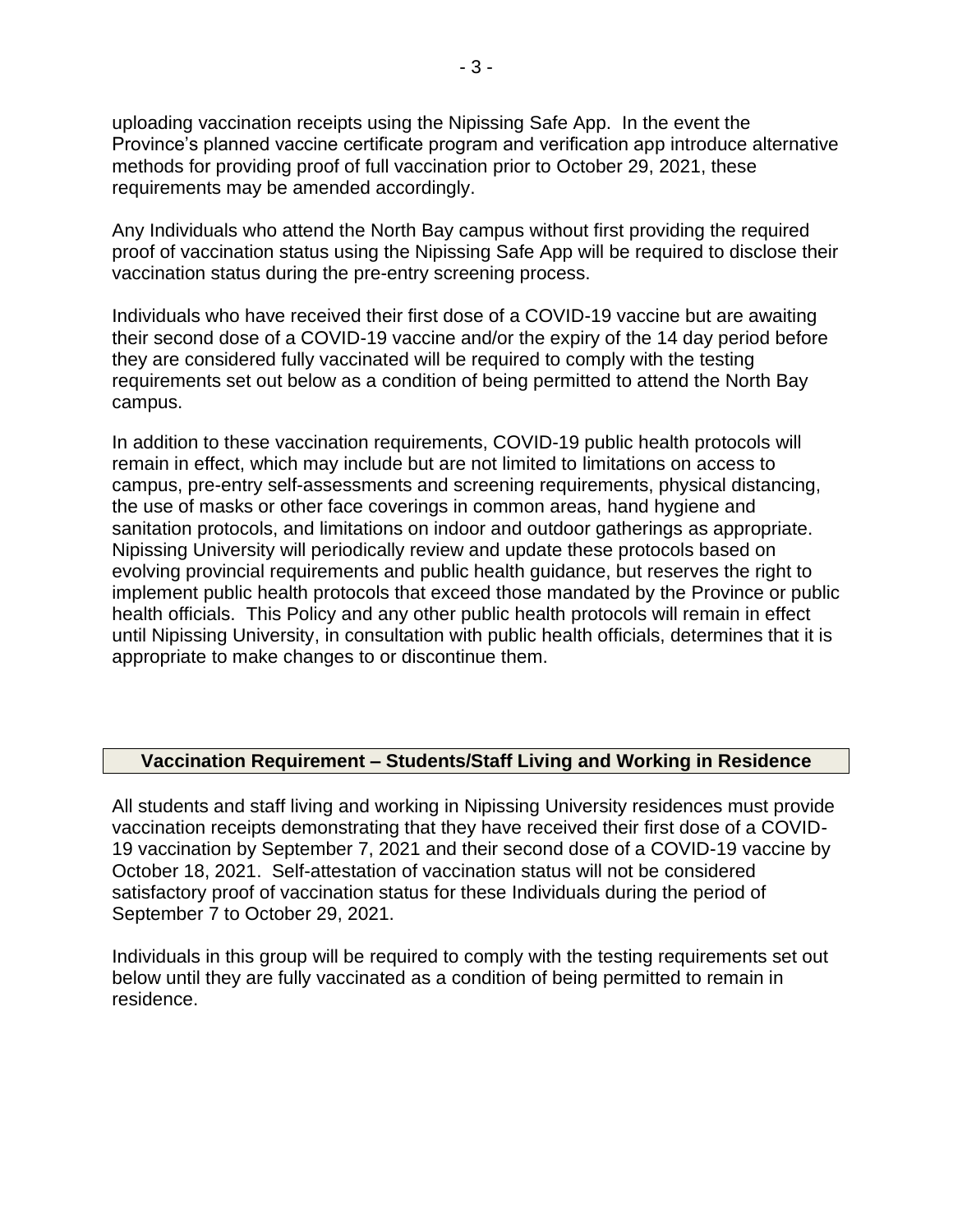uploading vaccination receipts using the Nipissing Safe App. In the event the Province's planned vaccine certificate program and verification app introduce alternative methods for providing proof of full vaccination prior to October 29, 2021, these requirements may be amended accordingly.

Any Individuals who attend the North Bay campus without first providing the required proof of vaccination status using the Nipissing Safe App will be required to disclose their vaccination status during the pre-entry screening process.

Individuals who have received their first dose of a COVID-19 vaccine but are awaiting their second dose of a COVID-19 vaccine and/or the expiry of the 14 day period before they are considered fully vaccinated will be required to comply with the testing requirements set out below as a condition of being permitted to attend the North Bay campus.

In addition to these vaccination requirements, COVID-19 public health protocols will remain in effect, which may include but are not limited to limitations on access to campus, pre-entry self-assessments and screening requirements, physical distancing, the use of masks or other face coverings in common areas, hand hygiene and sanitation protocols, and limitations on indoor and outdoor gatherings as appropriate. Nipissing University will periodically review and update these protocols based on evolving provincial requirements and public health guidance, but reserves the right to implement public health protocols that exceed those mandated by the Province or public health officials. This Policy and any other public health protocols will remain in effect until Nipissing University, in consultation with public health officials, determines that it is appropriate to make changes to or discontinue them.

## Vaccination Requirement – Students/Staff Living and Working in Residence

All students and staff living and working in Nipissing University residences must provide vaccination receipts demonstrating that they have received their first dose of a COVID-19 vaccination by September 7, 2021 and their second dose of a COVID-19 vaccine by October 18, 2021. Self-attestation of vaccination status will not be considered satisfactory proof of vaccination status for these Individuals during the period of September 7 to October 29, 2021.

Individuals in this group will be required to comply with the testing requirements set out below until they are fully vaccinated as a condition of being permitted to remain in residence.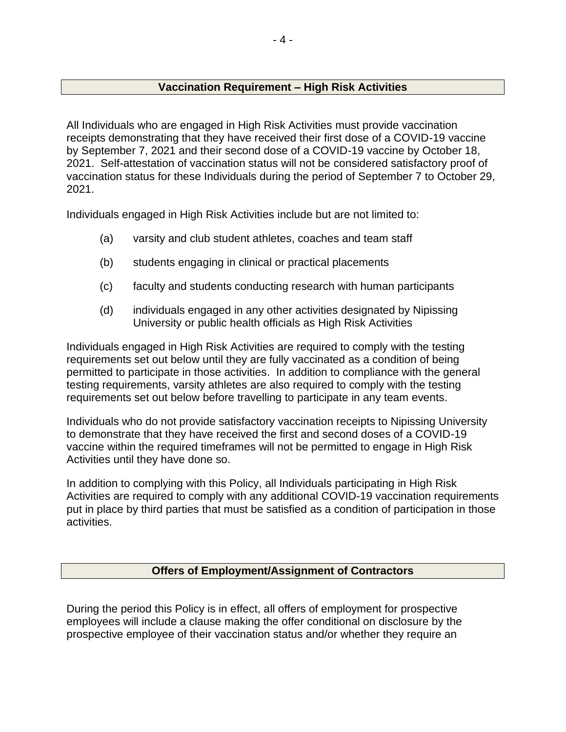## Vaccination Requirement – High Risk Activities

All Individuals who are engaged in High Risk Activities must provide vaccination receipts demonstrating that they have received their first dose of a COVID-19 vaccine by September 7, 2021 and their second dose of a COVID-19 vaccine by October 18, 2021. Self-attestation of vaccination status will not be considered satisfactory proof of vaccination status for these Individuals during the period of September 7 to October 29, 2021.

Individuals engaged in High Risk Activities include but are not limited to:

(a) varsity and club student athletes, coaches and team staff

(b) students engaging in clinical or practical placements

(c) faculty and students conducting research with human participants

(d) individuals engaged in any other activities designated by Nipissing University or public health officials as High Risk Activities

Individuals engaged in High Risk Activities are required to comply with the testing requirements set out below until they are fully vaccinated as a condition of being permitted to participate in those activities. In addition to compliance with the general testing requirements, varsity athletes are also required to comply with the testing requirements set out below before travelling to participate in any team events.

Individuals who do not provide satisfactory vaccination receipts to Nipissing University to demonstrate that they have received the first and second doses of a COVID-19 vaccine within the required timeframes will not be permitted to engage in High Risk Activities until they have done so.

In addition to complying with this Policy, all Individuals participating in High Risk Activities are required to comply with any additional COVID-19 vaccination requirements put in place by third parties that must be satisfied as a condition of participation in those activities.

## Offers of Employment/Assignment of Contractors

During the period this Policy is in effect, all offers of employment for prospective employees will include a clause making the offer conditional on disclosure by the prospective employee of their vaccination status and/or whether they require an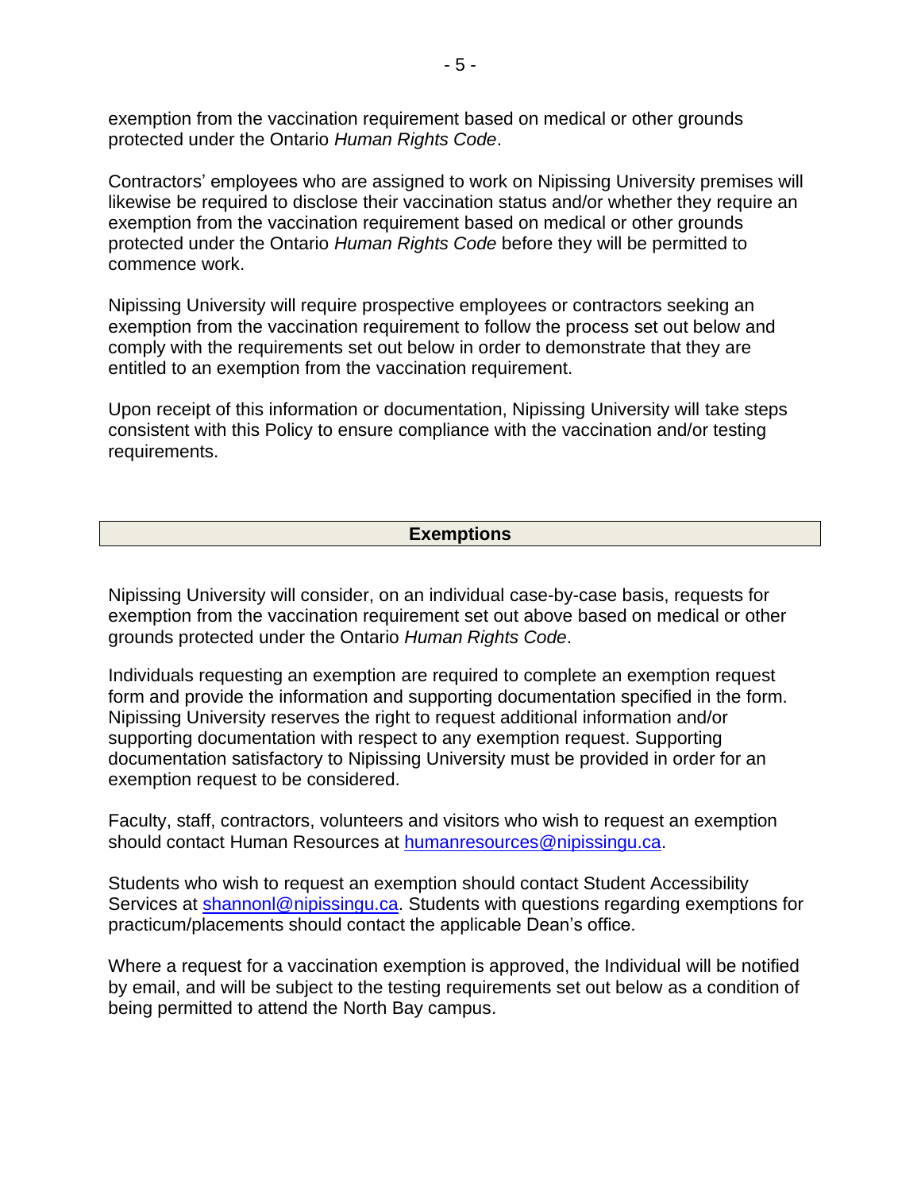exemption from the vaccination requirement based on medical or other grounds protected under the Ontario *Human Rights Code*.

Contractors' employees who are assigned to work on Nipissing University premises will likewise be required to disclose their vaccination status and/or whether they require an exemption from the vaccination requirement based on medical or other grounds protected under the Ontario *Human Rights Code* before they will be permitted to commence work.

Nipissing University will require prospective employees or contractors seeking an exemption from the vaccination requirement to follow the process set out below and comply with the requirements set out below in order to demonstrate that they are entitled to an exemption from the vaccination requirement.

Upon receipt of this information or documentation, Nipissing University will take steps consistent with this Policy to ensure compliance with the vaccination and/or testing requirements.

## Exemptions

Nipissing University will consider, on an individual case-by-case basis, requests for exemption from the vaccination requirement set out above based on medical or other grounds protected under the Ontario *Human Rights Code*.

Individuals requesting an exemption are required to complete an exemption request form and provide the information and supporting documentation specified in the form. Nipissing University reserves the right to request additional information and/or supporting documentation with respect to any exemption request. Supporting documentation satisfactory to Nipissing University must be provided in order for an exemption request to be considered.

Faculty, staff, contractors, volunteers and visitors who wish to request an exemption should contact Human Resources at humanresources@nipissingu.ca.

Students who wish to request an exemption should contact Student Accessibility Services at shannonl@nipissingu.ca. Students with questions regarding exemptions for practicum/placements should contact the applicable Dean's office.

Where a request for a vaccination exemption is approved, the Individual will be notified by email, and will be subject to the testing requirements set out below as a condition of being permitted to attend the North Bay campus.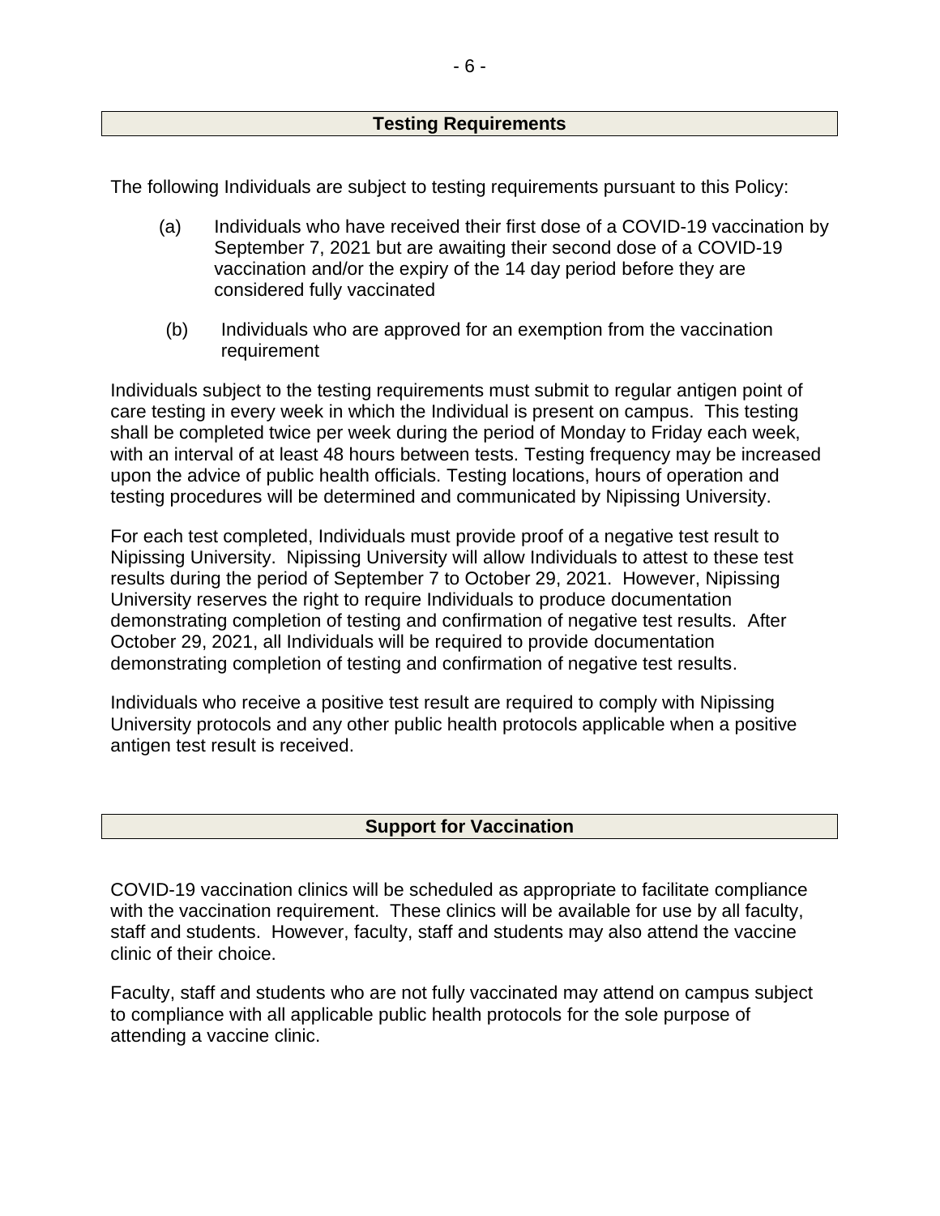## Testing Requirements

The following Individuals are subject to testing requirements pursuant to this Policy:

(a) Individuals who have received their first dose of a COVID-19 vaccination by September 7, 2021 but are awaiting their second dose of a COVID-19 vaccination and/or the expiry of the 14 day period before they are considered fully vaccinated

(b) Individuals who are approved for an exemption from the vaccination requirement

Individuals subject to the testing requirements must submit to regular antigen point of care testing in every week in which the Individual is present on campus. This testing shall be completed twice per week during the period of Monday to Friday each week, with an interval of at least 48 hours between tests. Testing frequency may be increased upon the advice of public health officials. Testing locations, hours of operation and testing procedures will be determined and communicated by Nipissing University.

For each test completed, Individuals must provide proof of a negative test result to Nipissing University. Nipissing University will allow Individuals to attest to these test results during the period of September 7 to October 29, 2021. However, Nipissing University reserves the right to require Individuals to produce documentation demonstrating completion of testing and confirmation of negative test results. After October 29, 2021, all Individuals will be required to provide documentation demonstrating completion of testing and confirmation of negative test results.

Individuals who receive a positive test result are required to comply with Nipissing University protocols and any other public health protocols applicable when a positive antigen test result is received.

## Support for Vaccination

COVID-19 vaccination clinics will be scheduled as appropriate to facilitate compliance with the vaccination requirement. These clinics will be available for use by all faculty, staff and students. However, faculty, staff and students may also attend the vaccine clinic of their choice.

Faculty, staff and students who are not fully vaccinated may attend on campus subject to compliance with all applicable public health protocols for the sole purpose of attending a vaccine clinic.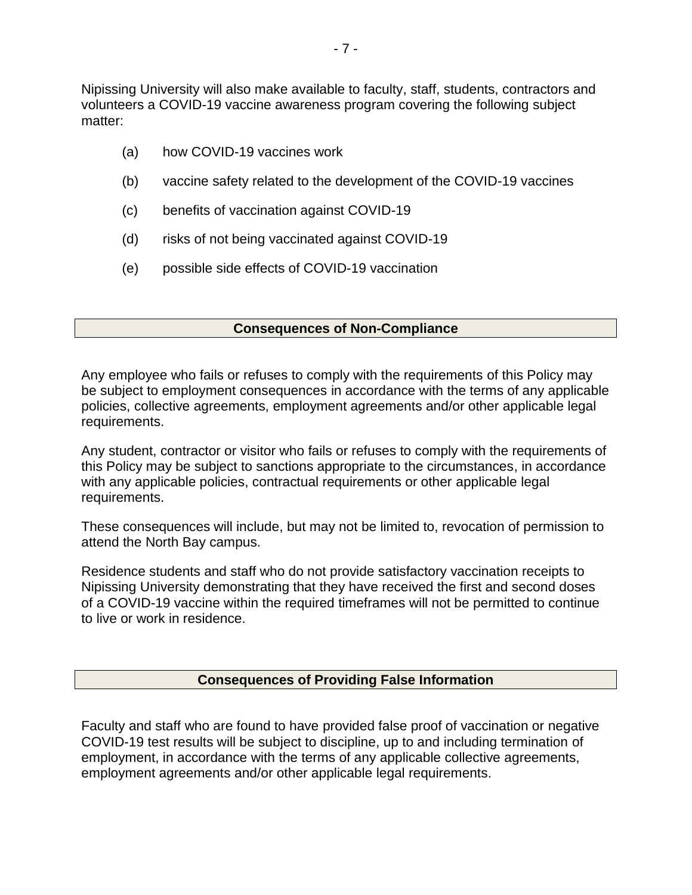Nipissing University will also make available to faculty, staff, students, contractors and volunteers a COVID-19 vaccine awareness program covering the following subject matter:

(a) how COVID-19 vaccines work

(b) vaccine safety related to the development of the COVID-19 vaccines

(c) benefits of vaccination against COVID-19

(d) risks of not being vaccinated against COVID-19

(e) possible side effects of COVID-19 vaccination

## Consequences of Non-Compliance

Any employee who fails or refuses to comply with the requirements of this Policy may be subject to employment consequences in accordance with the terms of any applicable policies, collective agreements, employment agreements and/or other applicable legal requirements.

Any student, contractor or visitor who fails or refuses to comply with the requirements of this Policy may be subject to sanctions appropriate to the circumstances, in accordance with any applicable policies, contractual requirements or other applicable legal requirements.

These consequences will include, but may not be limited to, revocation of permission to attend the North Bay campus.

Residence students and staff who do not provide satisfactory vaccination receipts to Nipissing University demonstrating that they have received the first and second doses of a COVID-19 vaccine within the required timeframes will not be permitted to continue to live or work in residence.

## Consequences of Providing False Information

Faculty and staff who are found to have provided false proof of vaccination or negative COVID-19 test results will be subject to discipline, up to and including termination of employment, in accordance with the terms of any applicable collective agreements, employment agreements and/or other applicable legal requirements.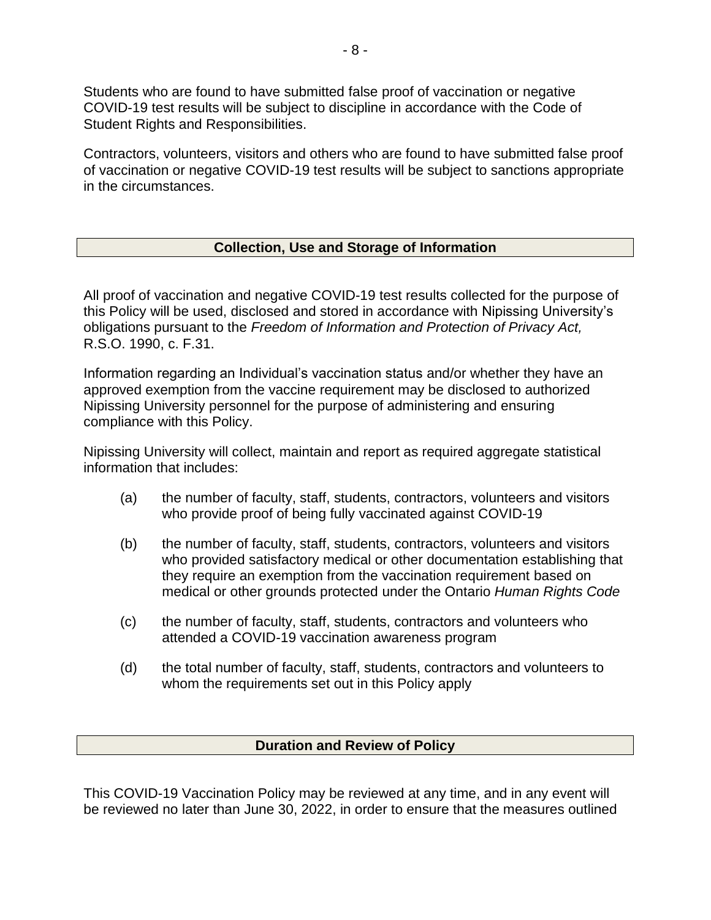Students who are found to have submitted false proof of vaccination or negative COVID-19 test results will be subject to discipline in accordance with the Code of Student Rights and Responsibilities.

Contractors, volunteers, visitors and others who are found to have submitted false proof of vaccination or negative COVID-19 test results will be subject to sanctions appropriate in the circumstances.

## Collection, Use and Storage of Information

All proof of vaccination and negative COVID-19 test results collected for the purpose of this Policy will be used, disclosed and stored in accordance with Nipissing University's obligations pursuant to the *Freedom of Information and Protection of Privacy Act,* R.S.O. 1990, c. F.31.

Information regarding an Individual's vaccination status and/or whether they have an approved exemption from the vaccine requirement may be disclosed to authorized Nipissing University personnel for the purpose of administering and ensuring compliance with this Policy.

Nipissing University will collect, maintain and report as required aggregate statistical information that includes:

(a) the number of faculty, staff, students, contractors, volunteers and visitors who provide proof of being fully vaccinated against COVID-19

(b) the number of faculty, staff, students, contractors, volunteers and visitors who provided satisfactory medical or other documentation establishing that they require an exemption from the vaccination requirement based on medical or other grounds protected under the Ontario *Human Rights Code*

(c) the number of faculty, staff, students, contractors and volunteers who attended a COVID-19 vaccination awareness program

(d) the total number of faculty, staff, students, contractors and volunteers to whom the requirements set out in this Policy apply

## Duration and Review of Policy

This COVID-19 Vaccination Policy may be reviewed at any time, and in any event will be reviewed no later than June 30, 2022, in order to ensure that the measures outlined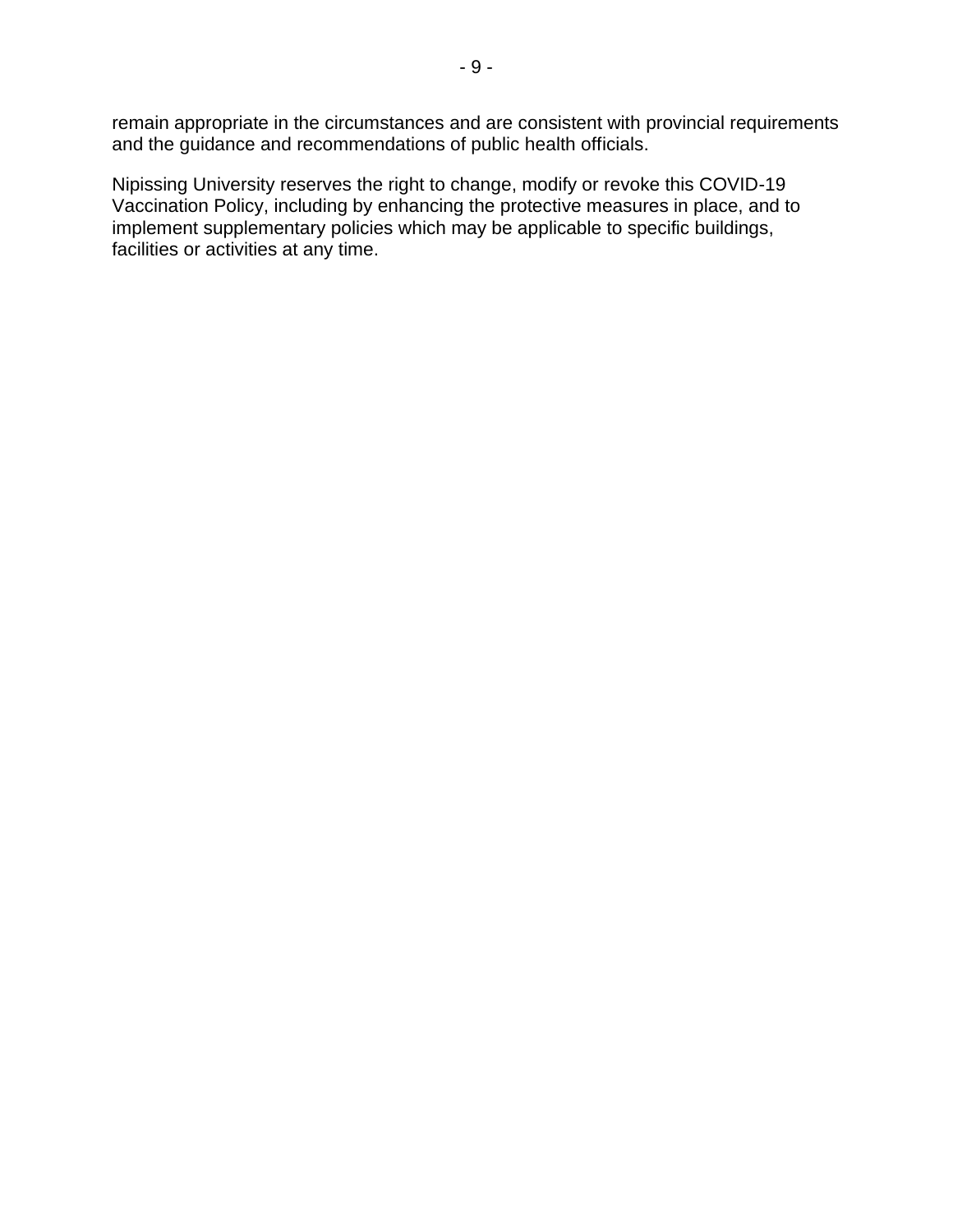remain appropriate in the circumstances and are consistent with provincial requirements and the guidance and recommendations of public health officials.

Nipissing University reserves the right to change, modify or revoke this COVID-19 Vaccination Policy, including by enhancing the protective measures in place, and to implement supplementary policies which may be applicable to specific buildings, facilities or activities at any time.